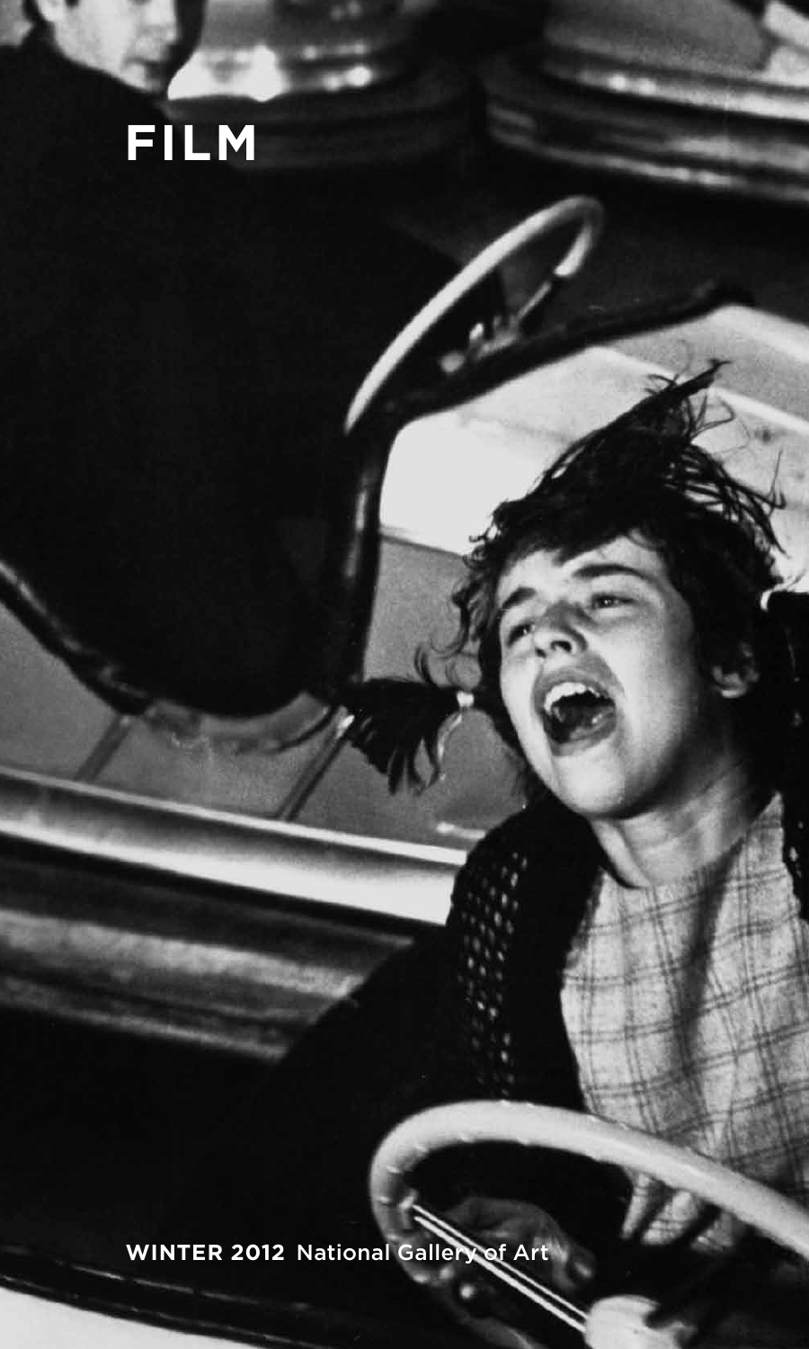# FILM

**WINTER 2012** National Gallery of Art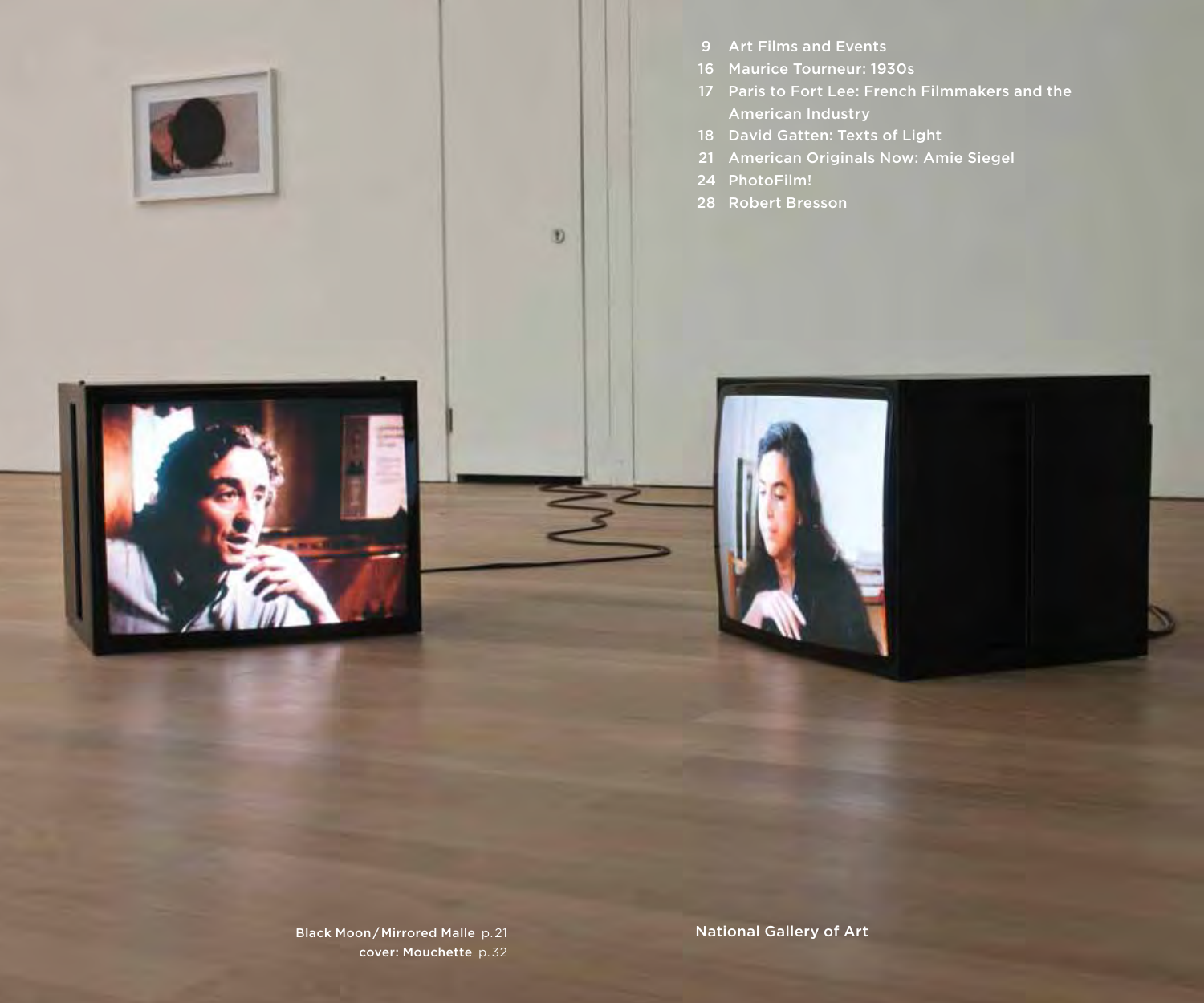9 Art Films and Events
16 Maurice Tourneur: 1930s
17 Paris to Fort Lee: French Filmmakers and the American Industry
18 David Gatten: Texts of Light
21 American Originals Now: Amie Siegel
24 PhotoFilm!
28 Robert Bresson

Black Moon/Mirrored Malle p. 21
cover: Mouchette p. 32

National Gallery of Art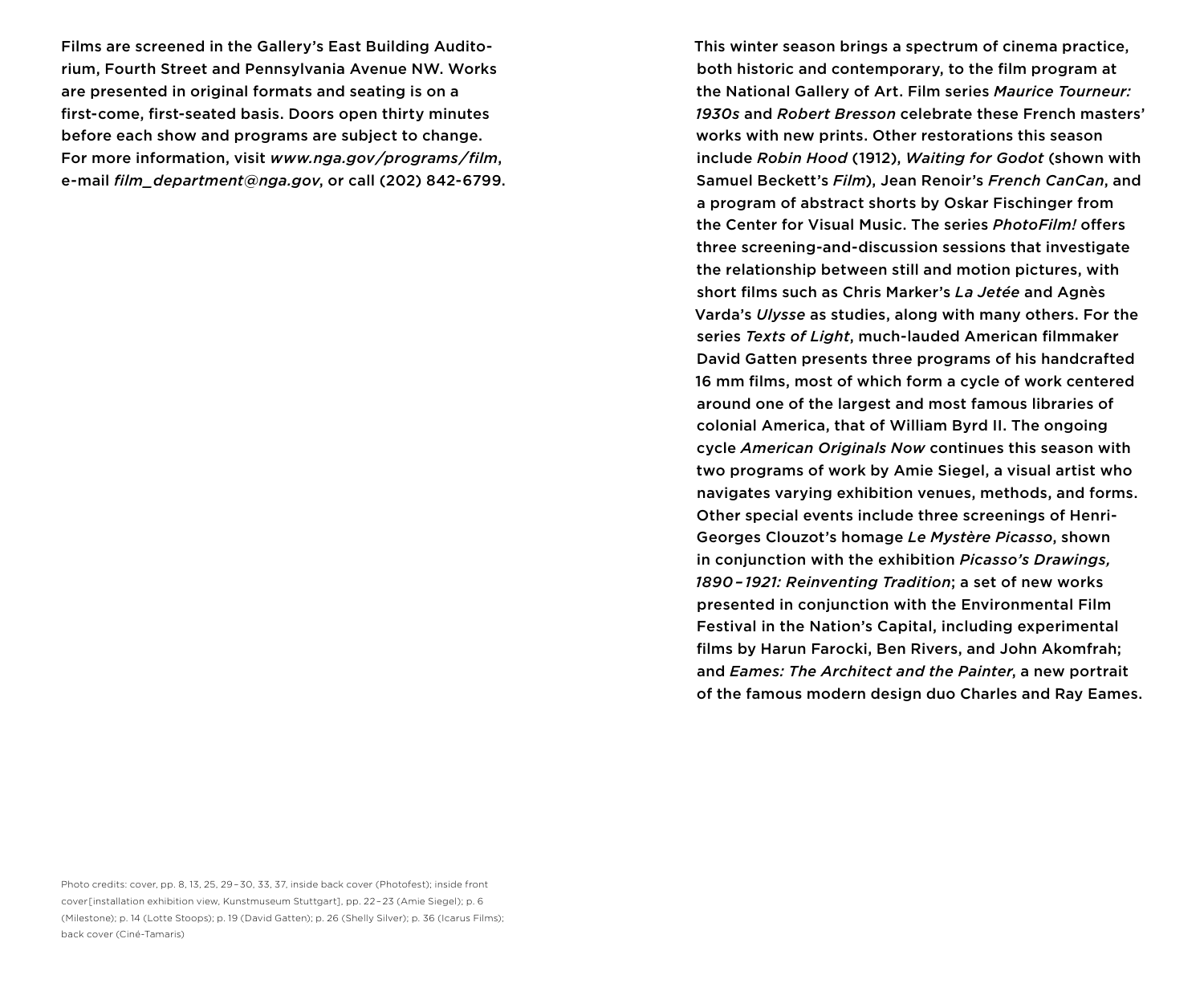Films are screened in the Gallery's East Building Auditorium, Fourth Street and Pennsylvania Avenue NW. Works are presented in original formats and seating is on a first-come, first-seated basis. Doors open thirty minutes before each show and programs are subject to change. For more information, visit *www.nga.gov/programs/film*, e-mail *film_department@nga.gov*, or call (202) 842-6799.

Photo credits: cover, pp. 8, 13, 25, 29–30, 33, 37, inside back cover (Photofest); inside front cover [installation exhibition view, Kunstmuseum Stuttgart], pp. 22–23 (Amie Siegel); p. 6 (Milestone); p. 14 (Lotte Stoops); p. 19 (David Gatten); p. 26 (Shelly Silver); p. 36 (Icarus Films); back cover (Ciné-Tamaris)

This winter season brings a spectrum of cinema practice, both historic and contemporary, to the film program at the National Gallery of Art. Film series *Maurice Tourneur: 1930s* and *Robert Bresson* celebrate these French masters' works with new prints. Other restorations this season include *Robin Hood* (1912), *Waiting for Godot* (shown with Samuel Beckett's *Film*), Jean Renoir's *French CanCan*, and a program of abstract shorts by Oskar Fischinger from the Center for Visual Music. The series *PhotoFilm!* offers three screening-and-discussion sessions that investigate the relationship between still and motion pictures, with short films such as Chris Marker's *La Jetée* and Agnès Varda's *Ulysse* as studies, along with many others. For the series *Texts of Light*, much-lauded American filmmaker David Gatten presents three programs of his handcrafted 16 mm films, most of which form a cycle of work centered around one of the largest and most famous libraries of colonial America, that of William Byrd II. The ongoing cycle *American Originals Now* continues this season with two programs of work by Amie Siegel, a visual artist who navigates varying exhibition venues, methods, and forms. Other special events include three screenings of Henri-Georges Clouzot's homage *Le Mystère Picasso*, shown in conjunction with the exhibition *Picasso's Drawings, 1890–1921: Reinventing Tradition*; a set of new works presented in conjunction with the Environmental Film Festival in the Nation's Capital, including experimental films by Harun Farocki, Ben Rivers, and John Akomfrah; and *Eames: The Architect and the Painter*, a new portrait of the famous modern design duo Charles and Ray Eames.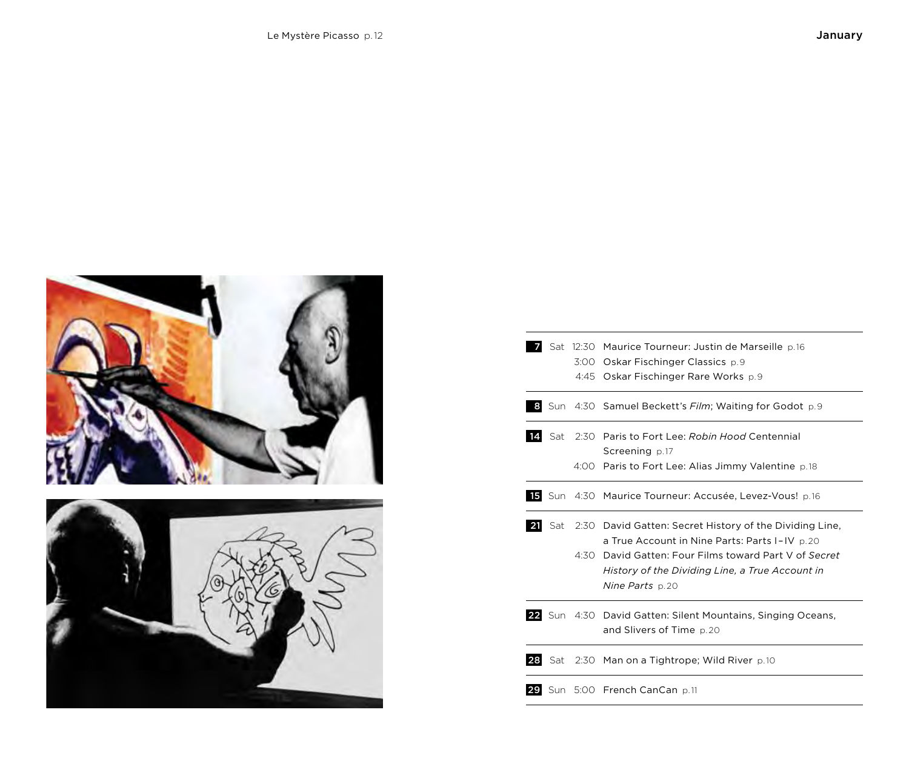Le Mystère Picasso p. 12

## January

| Date | Day | Time | Program |
|---|---|---|---|
| 7 | Sat | 12:30 | Maurice Tourneur: Justin de Marseille p. 16 |
| | | 3:00 | Oskar Fischinger Classics p. 9 |
| | | 4:45 | Oskar Fischinger Rare Works p. 9 |
| 8 | Sun | 4:30 | Samuel Beckett's *Film*; Waiting for Godot p. 9 |
| 14 | Sat | 2:30 | Paris to Fort Lee: *Robin Hood* Centennial Screening p. 17 |
| | | 4:00 | Paris to Fort Lee: Alias Jimmy Valentine p. 18 |
| 15 | Sun | 4:30 | Maurice Tourneur: Accusée, Levez-Vous! p. 16 |
| 21 | Sat | 2:30 | David Gatten: Secret History of the Dividing Line, a True Account in Nine Parts: Parts I–IV p. 20 |
| | | 4:30 | David Gatten: Four Films toward Part V of *Secret History of the Dividing Line, a True Account in Nine Parts* p. 20 |
| 22 | Sun | 4:30 | David Gatten: Silent Mountains, Singing Oceans, and Slivers of Time p. 20 |
| 28 | Sat | 2:30 | Man on a Tightrope; Wild River p. 10 |
| 29 | Sun | 5:00 | French CanCan p. 11 |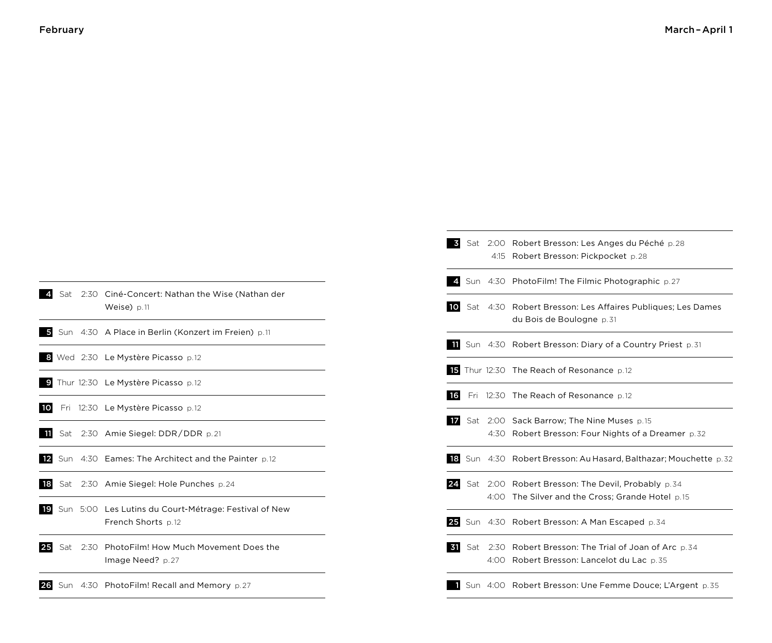## February

| Date | Day | Time | Program |
|---|---|---|---|
| 4 | Sat | 2:30 | Ciné-Concert: Nathan the Wise (Nathan der Weise) p. 11 |
| 5 | Sun | 4:30 | A Place in Berlin (Konzert im Freien) p. 11 |
| 8 | Wed | 2:30 | Le Mystère Picasso p. 12 |
| 9 | Thur | 12:30 | Le Mystère Picasso p. 12 |
| 10 | Fri | 12:30 | Le Mystère Picasso p. 12 |
| 11 | Sat | 2:30 | Amie Siegel: DDR/DDR p. 21 |
| 12 | Sun | 4:30 | Eames: The Architect and the Painter p. 12 |
| 18 | Sat | 2:30 | Amie Siegel: Hole Punches p. 24 |
| 19 | Sun | 5:00 | Les Lutins du Court-Métrage: Festival of New French Shorts p. 12 |
| 25 | Sat | 2:30 | PhotoFilm! How Much Movement Does the Image Need? p. 27 |
| 26 | Sun | 4:30 | PhotoFilm! Recall and Memory p. 27 |

## March – April 1

| Date | Day | Time | Program |
|---|---|---|---|
| 3 | Sat | 2:00 | Robert Bresson: Les Anges du Péché p. 28 |
| | | 4:15 | Robert Bresson: Pickpocket p. 28 |
| 4 | Sun | 4:30 | PhotoFilm! The Filmic Photographic p. 27 |
| 10 | Sat | 4:30 | Robert Bresson: Les Affaires Publiques; Les Dames du Bois de Boulogne p. 31 |
| 11 | Sun | 4:30 | Robert Bresson: Diary of a Country Priest p. 31 |
| 15 | Thur | 12:30 | The Reach of Resonance p. 12 |
| 16 | Fri | 12:30 | The Reach of Resonance p. 12 |
| 17 | Sat | 2:00 | Sack Barrow; The Nine Muses p. 15 |
| | | 4:30 | Robert Bresson: Four Nights of a Dreamer p. 32 |
| 18 | Sun | 4:30 | Robert Bresson: Au Hasard, Balthazar; Mouchette p. 32 |
| 24 | Sat | 2:00 | Robert Bresson: The Devil, Probably p. 34 |
| | | 4:00 | The Silver and the Cross; Grande Hotel p. 15 |
| 25 | Sun | 4:30 | Robert Bresson: A Man Escaped p. 34 |
| 31 | Sat | 2:30 | Robert Bresson: The Trial of Joan of Arc p. 34 |
| | | 4:00 | Robert Bresson: Lancelot du Lac p. 35 |
| 1 | Sun | 4:00 | Robert Bresson: Une Femme Douce; L'Argent p. 35 |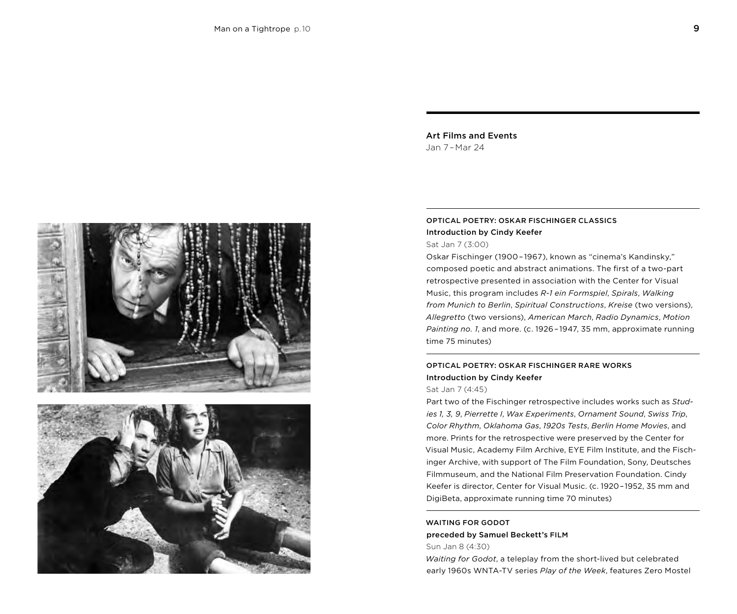Man on a Tightrope p.10

## Art Films and Events

Jan 7 – Mar 24

### OPTICAL POETRY: OSKAR FISCHINGER CLASSICS

**Introduction by Cindy Keefer**

Sat Jan 7 (3:00)

Oskar Fischinger (1900 – 1967), known as "cinema's Kandinsky," composed poetic and abstract animations. The first of a two-part retrospective presented in association with the Center for Visual Music, this program includes *R-1 ein Formspiel*, *Spirals*, *Walking from Munich to Berlin*, *Spiritual Constructions*, *Kreise* (two versions), *Allegretto* (two versions), *American March*, *Radio Dynamics*, *Motion Painting no. 1*, and more. (c. 1926 – 1947, 35 mm, approximate running time 75 minutes)

### OPTICAL POETRY: OSKAR FISCHINGER RARE WORKS

**Introduction by Cindy Keefer**

Sat Jan 7 (4:45)

Part two of the Fischinger retrospective includes works such as *Studies 1, 3, 9*, *Pierrette I*, *Wax Experiments*, *Ornament Sound*, *Swiss Trip*, *Color Rhythm*, *Oklahoma Gas*, *1920s Tests*, *Berlin Home Movies*, and more. Prints for the retrospective were preserved by the Center for Visual Music, Academy Film Archive, EYE Film Institute, and the Fischinger Archive, with support of The Film Foundation, Sony, Deutsches Filmmuseum, and the National Film Preservation Foundation. Cindy Keefer is director, Center for Visual Music. (c. 1920 – 1952, 35 mm and DigiBeta, approximate running time 70 minutes)

### WAITING FOR GODOT

**preceded by Samuel Beckett's FILM**

Sun Jan 8 (4:30)

*Waiting for Godot*, a teleplay from the short-lived but celebrated early 1960s WNTA-TV series *Play of the Week*, features Zero Mostel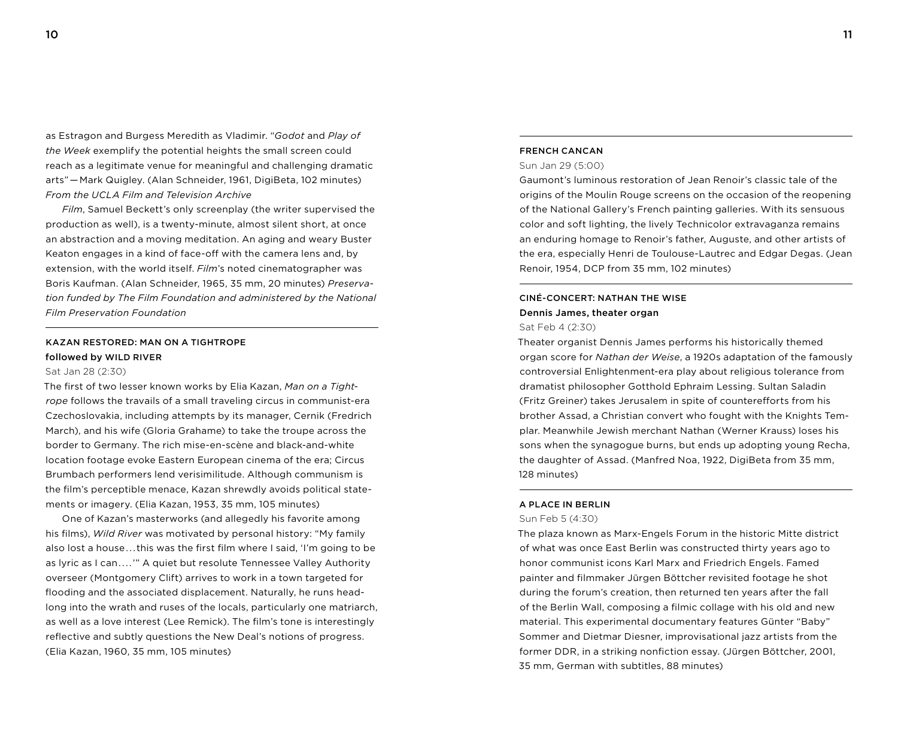as Estragon and Burgess Meredith as Vladimir. "*Godot* and *Play of the Week* exemplify the potential heights the small screen could reach as a legitimate venue for meaningful and challenging dramatic arts" — Mark Quigley. (Alan Schneider, 1961, DigiBeta, 102 minutes) *From the UCLA Film and Television Archive*

*Film*, Samuel Beckett's only screenplay (the writer supervised the production as well), is a twenty-minute, almost silent short, at once an abstraction and a moving meditation. An aging and weary Buster Keaton engages in a kind of face-off with the camera lens and, by extension, with the world itself. *Film*'s noted cinematographer was Boris Kaufman. (Alan Schneider, 1965, 35 mm, 20 minutes) *Preservation funded by The Film Foundation and administered by the National Film Preservation Foundation*

---

### KAZAN RESTORED: MAN ON A TIGHTROPE followed by WILD RIVER

Sat Jan 28 (2:30)

The first of two lesser known works by Elia Kazan, *Man on a Tightrope* follows the travails of a small traveling circus in communist-era Czechoslovakia, including attempts by its manager, Cernik (Fredrich March), and his wife (Gloria Grahame) to take the troupe across the border to Germany. The rich mise-en-scène and black-and-white location footage evoke Eastern European cinema of the era; Circus Brumbach performers lend verisimilitude. Although communism is the film's perceptible menace, Kazan shrewdly avoids political statements or imagery. (Elia Kazan, 1953, 35 mm, 105 minutes)

One of Kazan's masterworks (and allegedly his favorite among his films), *Wild River* was motivated by personal history: "My family also lost a house . . . this was the first film where I said, 'I'm going to be as lyric as I can. . . .'" A quiet but resolute Tennessee Valley Authority overseer (Montgomery Clift) arrives to work in a town targeted for flooding and the associated displacement. Naturally, he runs headlong into the wrath and ruses of the locals, particularly one matriarch, as well as a love interest (Lee Remick). The film's tone is interestingly reflective and subtly questions the New Deal's notions of progress. (Elia Kazan, 1960, 35 mm, 105 minutes)

---

### FRENCH CANCAN

Sun Jan 29 (5:00)

Gaumont's luminous restoration of Jean Renoir's classic tale of the origins of the Moulin Rouge screens on the occasion of the reopening of the National Gallery's French painting galleries. With its sensuous color and soft lighting, the lively Technicolor extravaganza remains an enduring homage to Renoir's father, Auguste, and other artists of the era, especially Henri de Toulouse-Lautrec and Edgar Degas. (Jean Renoir, 1954, DCP from 35 mm, 102 minutes)

---

### CINÉ-CONCERT: NATHAN THE WISE
**Dennis James, theater organ**

Sat Feb 4 (2:30)

Theater organist Dennis James performs his historically themed organ score for *Nathan der Weise*, a 1920s adaptation of the famously controversial Enlightenment-era play about religious tolerance from dramatist philosopher Gotthold Ephraim Lessing. Sultan Saladin (Fritz Greiner) takes Jerusalem in spite of counterefforts from his brother Assad, a Christian convert who fought with the Knights Templar. Meanwhile Jewish merchant Nathan (Werner Krauss) loses his sons when the synagogue burns, but ends up adopting young Recha, the daughter of Assad. (Manfred Noa, 1922, DigiBeta from 35 mm, 128 minutes)

---

### A PLACE IN BERLIN

Sun Feb 5 (4:30)

The plaza known as Marx-Engels Forum in the historic Mitte district of what was once East Berlin was constructed thirty years ago to honor communist icons Karl Marx and Friedrich Engels. Famed painter and filmmaker Jürgen Böttcher revisited footage he shot during the forum's creation, then returned ten years after the fall of the Berlin Wall, composing a filmic collage with his old and new material. This experimental documentary features Günter "Baby" Sommer and Dietmar Diesner, improvisational jazz artists from the former DDR, in a striking nonfiction essay. (Jürgen Böttcher, 2001, 35 mm, German with subtitles, 88 minutes)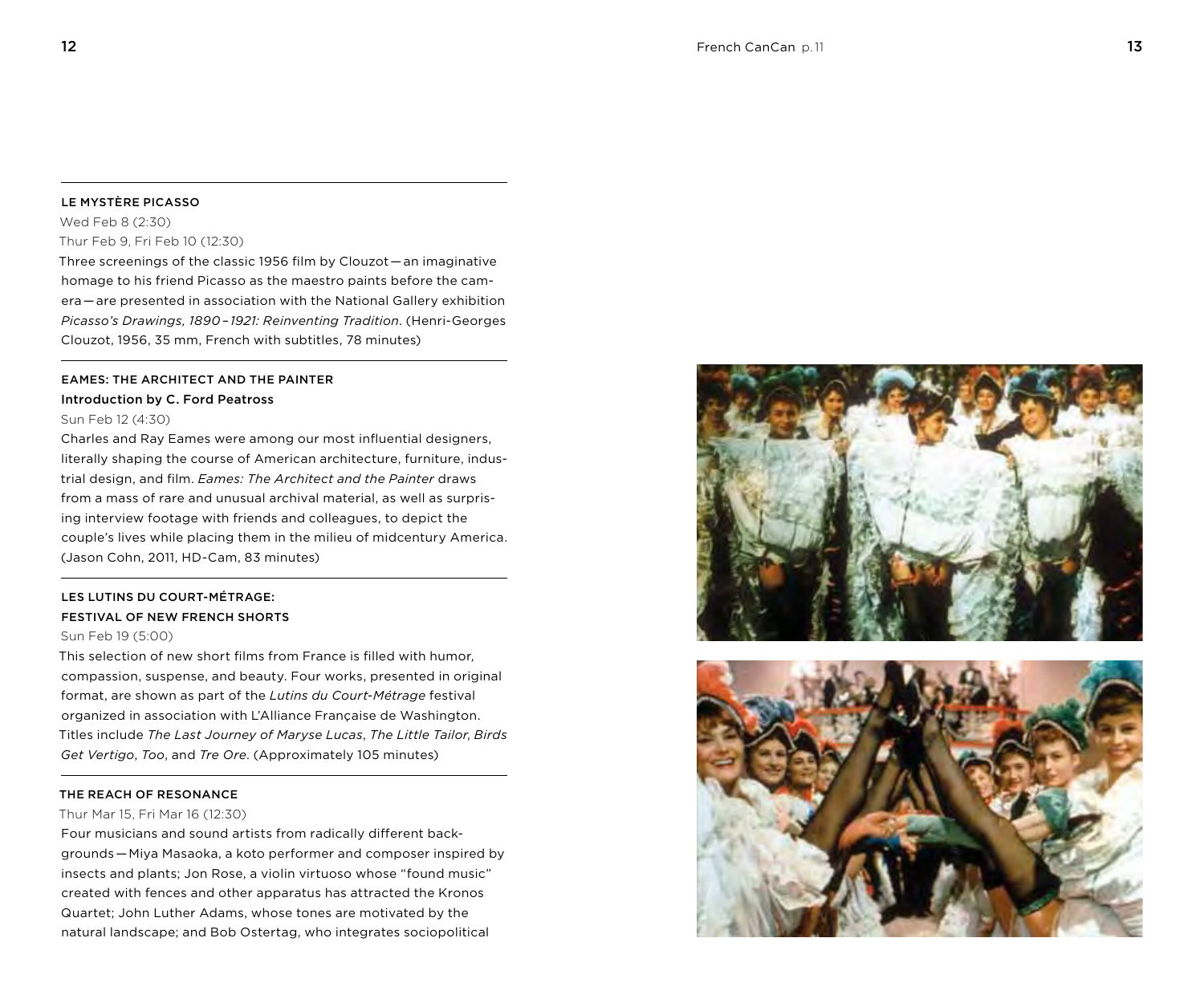### LE MYSTÈRE PICASSO

Wed Feb 8 (2:30)
Thur Feb 9, Fri Feb 10 (12:30)

Three screenings of the classic 1956 film by Clouzot—an imaginative homage to his friend Picasso as the maestro paints before the camera—are presented in association with the National Gallery exhibition *Picasso's Drawings, 1890–1921: Reinventing Tradition*. (Henri-Georges Clouzot, 1956, 35 mm, French with subtitles, 78 minutes)

### EAMES: THE ARCHITECT AND THE PAINTER

**Introduction by C. Ford Peatross**

Sun Feb 12 (4:30)

Charles and Ray Eames were among our most influential designers, literally shaping the course of American architecture, furniture, industrial design, and film. *Eames: The Architect and the Painter* draws from a mass of rare and unusual archival material, as well as surprising interview footage with friends and colleagues, to depict the couple's lives while placing them in the milieu of midcentury America. (Jason Cohn, 2011, HD-Cam, 83 minutes)

### LES LUTINS DU COURT-MÉTRAGE: FESTIVAL OF NEW FRENCH SHORTS

Sun Feb 19 (5:00)

This selection of new short films from France is filled with humor, compassion, suspense, and beauty. Four works, presented in original format, are shown as part of the *Lutins du Court-Métrage* festival organized in association with L'Alliance Française de Washington. Titles include *The Last Journey of Maryse Lucas*, *The Little Tailor*, *Birds Get Vertigo*, *Too*, and *Tre Ore*. (Approximately 105 minutes)

### THE REACH OF RESONANCE

Thur Mar 15, Fri Mar 16 (12:30)

Four musicians and sound artists from radically different backgrounds—Miya Masaoka, a koto performer and composer inspired by insects and plants; Jon Rose, a violin virtuoso whose "found music" created with fences and other apparatus has attracted the Kronos Quartet; John Luther Adams, whose tones are motivated by the natural landscape; and Bob Ostertag, who integrates sociopolitical

French CanCan p. 11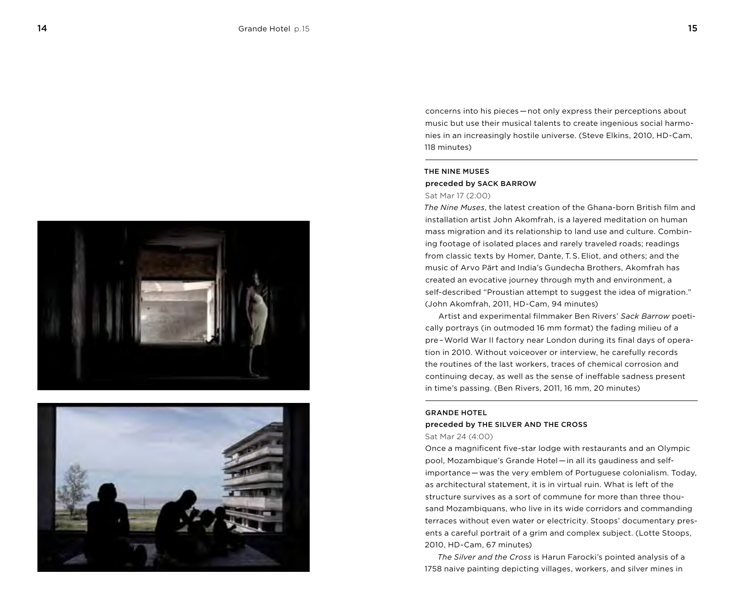concerns into his pieces — not only express their perceptions about music but use their musical talents to create ingenious social harmonies in an increasingly hostile universe. (Steve Elkins, 2010, HD-Cam, 118 minutes)

---

### THE NINE MUSES
**preceded by SACK BARROW**

Sat Mar 17 (2:00)

*The Nine Muses*, the latest creation of the Ghana-born British film and installation artist John Akomfrah, is a layered meditation on human mass migration and its relationship to land use and culture. Combining footage of isolated places and rarely traveled roads; readings from classic texts by Homer, Dante, T. S. Eliot, and others; and the music of Arvo Pärt and India's Gundecha Brothers, Akomfrah has created an evocative journey through myth and environment, a self-described "Proustian attempt to suggest the idea of migration." (John Akomfrah, 2011, HD-Cam, 94 minutes)

Artist and experimental filmmaker Ben Rivers' *Sack Barrow* poetically portrays (in outmoded 16 mm format) the fading milieu of a pre – World War II factory near London during its final days of operation in 2010. Without voiceover or interview, he carefully records the routines of the last workers, traces of chemical corrosion and continuing decay, as well as the sense of ineffable sadness present in time's passing. (Ben Rivers, 2011, 16 mm, 20 minutes)

---

### GRANDE HOTEL
**preceded by THE SILVER AND THE CROSS**

Sat Mar 24 (4:00)

Once a magnificent five-star lodge with restaurants and an Olympic pool, Mozambique's Grande Hotel — in all its gaudiness and self-importance — was the very emblem of Portuguese colonialism. Today, as architectural statement, it is in virtual ruin. What is left of the structure survives as a sort of commune for more than three thousand Mozambiquans, who live in its wide corridors and commanding terraces without even water or electricity. Stoops' documentary presents a careful portrait of a grim and complex subject. (Lotte Stoops, 2010, HD-Cam, 67 minutes)

*The Silver and the Cross* is Harun Farocki's pointed analysis of a 1758 naive painting depicting villages, workers, and silver mines in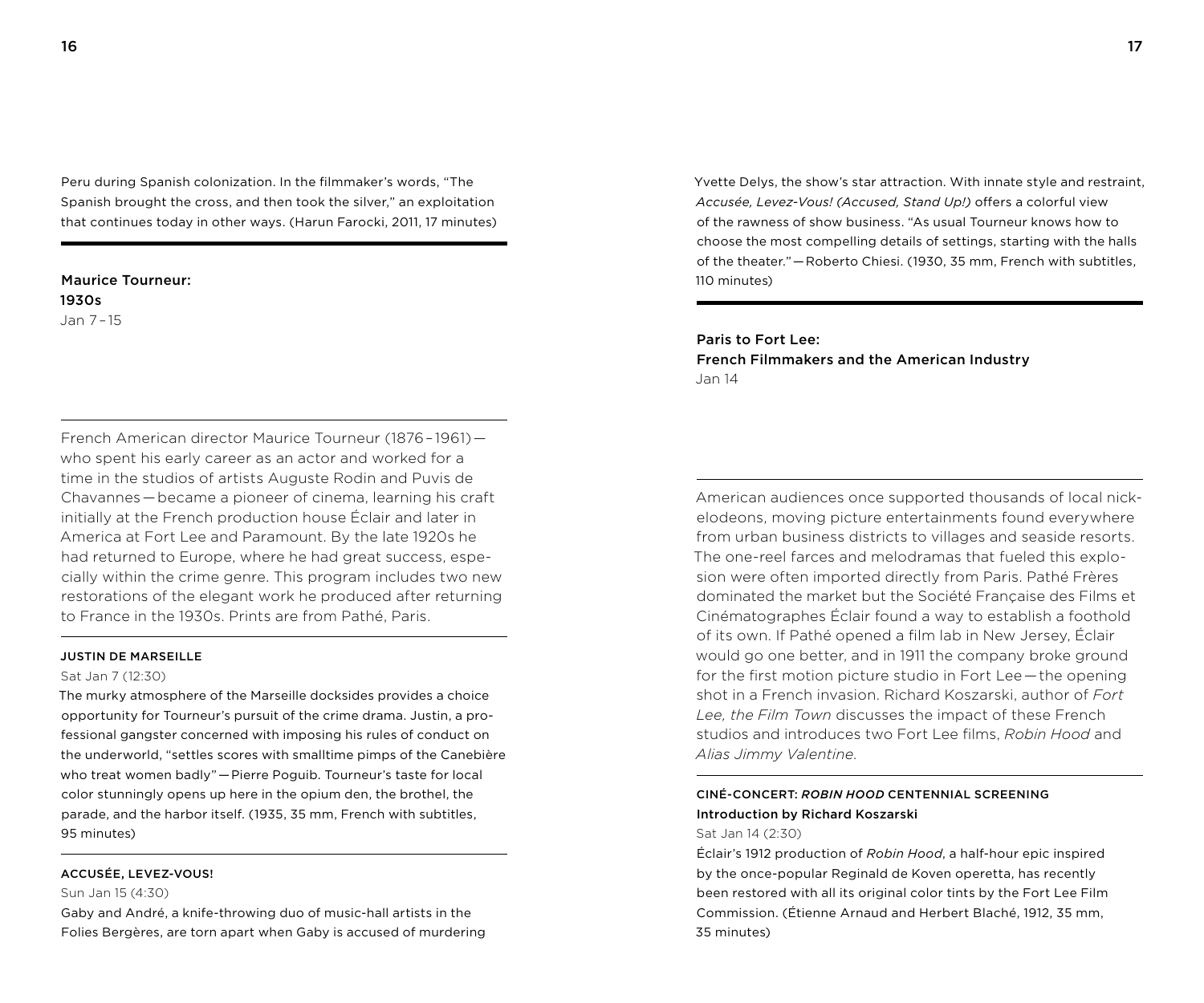Peru during Spanish colonization. In the filmmaker's words, "The Spanish brought the cross, and then took the silver," an exploitation that continues today in other ways. (Harun Farocki, 2011, 17 minutes)

## Maurice Tourneur: 1930s

Jan 7 – 15

French American director Maurice Tourneur (1876 – 1961) — who spent his early career as an actor and worked for a time in the studios of artists Auguste Rodin and Puvis de Chavannes — became a pioneer of cinema, learning his craft initially at the French production house Éclair and later in America at Fort Lee and Paramount. By the late 1920s he had returned to Europe, where he had great success, especially within the crime genre. This program includes two new restorations of the elegant work he produced after returning to France in the 1930s. Prints are from Pathé, Paris.

### JUSTIN DE MARSEILLE

Sat Jan 7 (12:30)

The murky atmosphere of the Marseille docksides provides a choice opportunity for Tourneur's pursuit of the crime drama. Justin, a professional gangster concerned with imposing his rules of conduct on the underworld, "settles scores with smalltime pimps of the Canebière who treat women badly" — Pierre Poguib. Tourneur's taste for local color stunningly opens up here in the opium den, the brothel, the parade, and the harbor itself. (1935, 35 mm, French with subtitles, 95 minutes)

### ACCUSÉE, LEVEZ-VOUS!

Sun Jan 15 (4:30)

Gaby and André, a knife-throwing duo of music-hall artists in the Folies Bergères, are torn apart when Gaby is accused of murdering Yvette Delys, the show's star attraction. With innate style and restraint, *Accusée, Levez-Vous! (Accused, Stand Up!)* offers a colorful view of the rawness of show business. "As usual Tourneur knows how to choose the most compelling details of settings, starting with the halls of the theater." — Roberto Chiesi. (1930, 35 mm, French with subtitles, 110 minutes)

## Paris to Fort Lee: French Filmmakers and the American Industry

Jan 14

American audiences once supported thousands of local nickelodeons, moving picture entertainments found everywhere from urban business districts to villages and seaside resorts. The one-reel farces and melodramas that fueled this explosion were often imported directly from Paris. Pathé Frères dominated the market but the Société Française des Films et Cinématographes Éclair found a way to establish a foothold of its own. If Pathé opened a film lab in New Jersey, Éclair would go one better, and in 1911 the company broke ground for the first motion picture studio in Fort Lee — the opening shot in a French invasion. Richard Koszarski, author of *Fort Lee, the Film Town* discusses the impact of these French studios and introduces two Fort Lee films, *Robin Hood* and *Alias Jimmy Valentine*.

### CINÉ-CONCERT: *ROBIN HOOD* CENTENNIAL SCREENING

**Introduction by Richard Koszarski**

Sat Jan 14 (2:30)

Éclair's 1912 production of *Robin Hood*, a half-hour epic inspired by the once-popular Reginald de Koven operetta, has recently been restored with all its original color tints by the Fort Lee Film Commission. (Étienne Arnaud and Herbert Blaché, 1912, 35 mm, 35 minutes)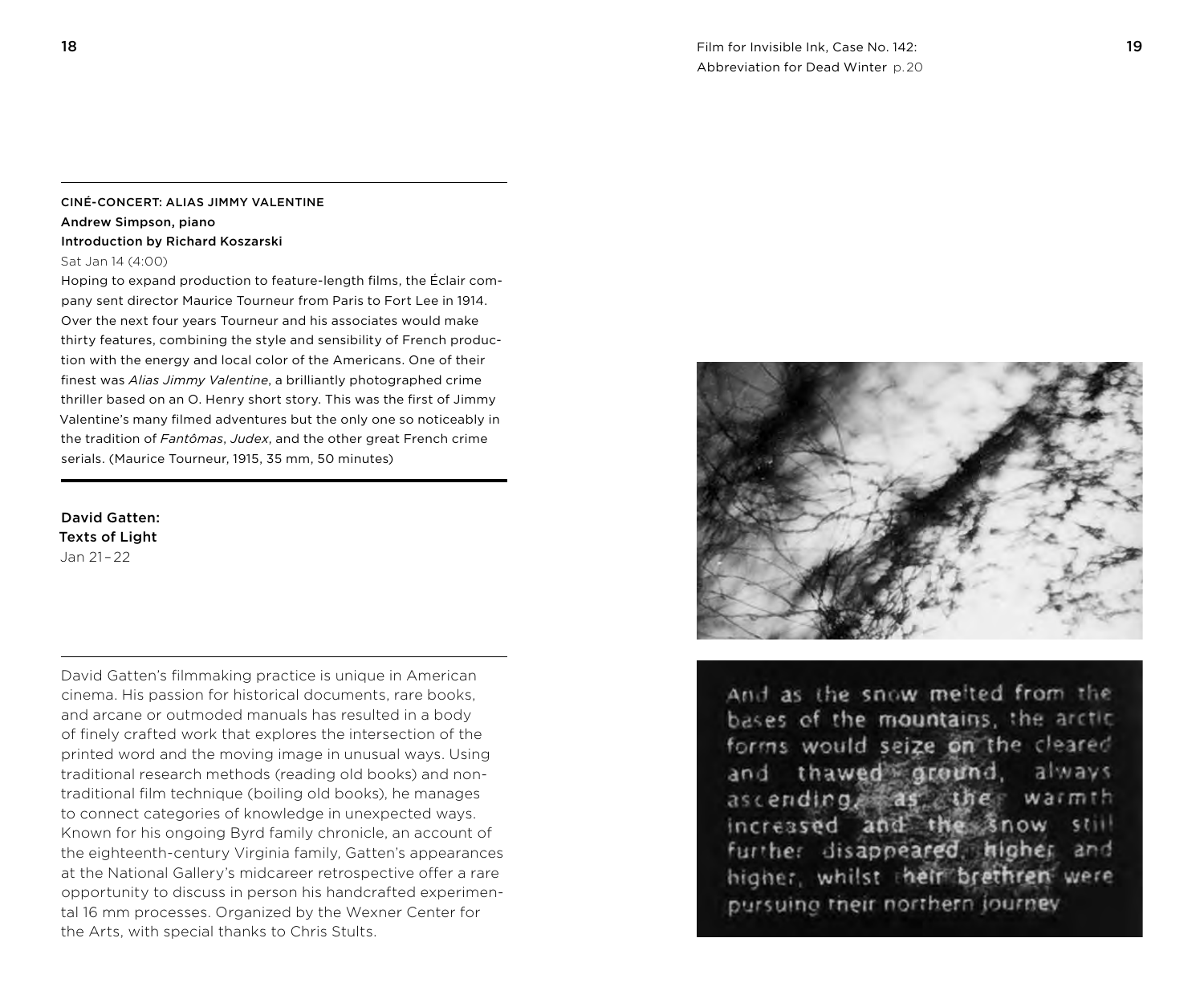CINÉ-CONCERT: ALIAS JIMMY VALENTINE

**Andrew Simpson, piano**

**Introduction by Richard Koszarski**

Sat Jan 14 (4:00)

Hoping to expand production to feature-length films, the Éclair company sent director Maurice Tourneur from Paris to Fort Lee in 1914. Over the next four years Tourneur and his associates would make thirty features, combining the style and sensibility of French production with the energy and local color of the Americans. One of their finest was *Alias Jimmy Valentine*, a brilliantly photographed crime thriller based on an O. Henry short story. This was the first of Jimmy Valentine's many filmed adventures but the only one so noticeably in the tradition of *Fantômas*, *Judex*, and the other great French crime serials. (Maurice Tourneur, 1915, 35 mm, 50 minutes)

## David Gatten: Texts of Light

Jan 21 – 22

David Gatten's filmmaking practice is unique in American cinema. His passion for historical documents, rare books, and arcane or outmoded manuals has resulted in a body of finely crafted work that explores the intersection of the printed word and the moving image in unusual ways. Using traditional research methods (reading old books) and non-traditional film technique (boiling old books), he manages to connect categories of knowledge in unexpected ways. Known for his ongoing Byrd family chronicle, an account of the eighteenth-century Virginia family, Gatten's appearances at the National Gallery's midcareer retrospective offer a rare opportunity to discuss in person his handcrafted experimental 16 mm processes. Organized by the Wexner Center for the Arts, with special thanks to Chris Stults.

Film for Invisible Ink, Case No. 142: Abbreviation for Dead Winter p. 20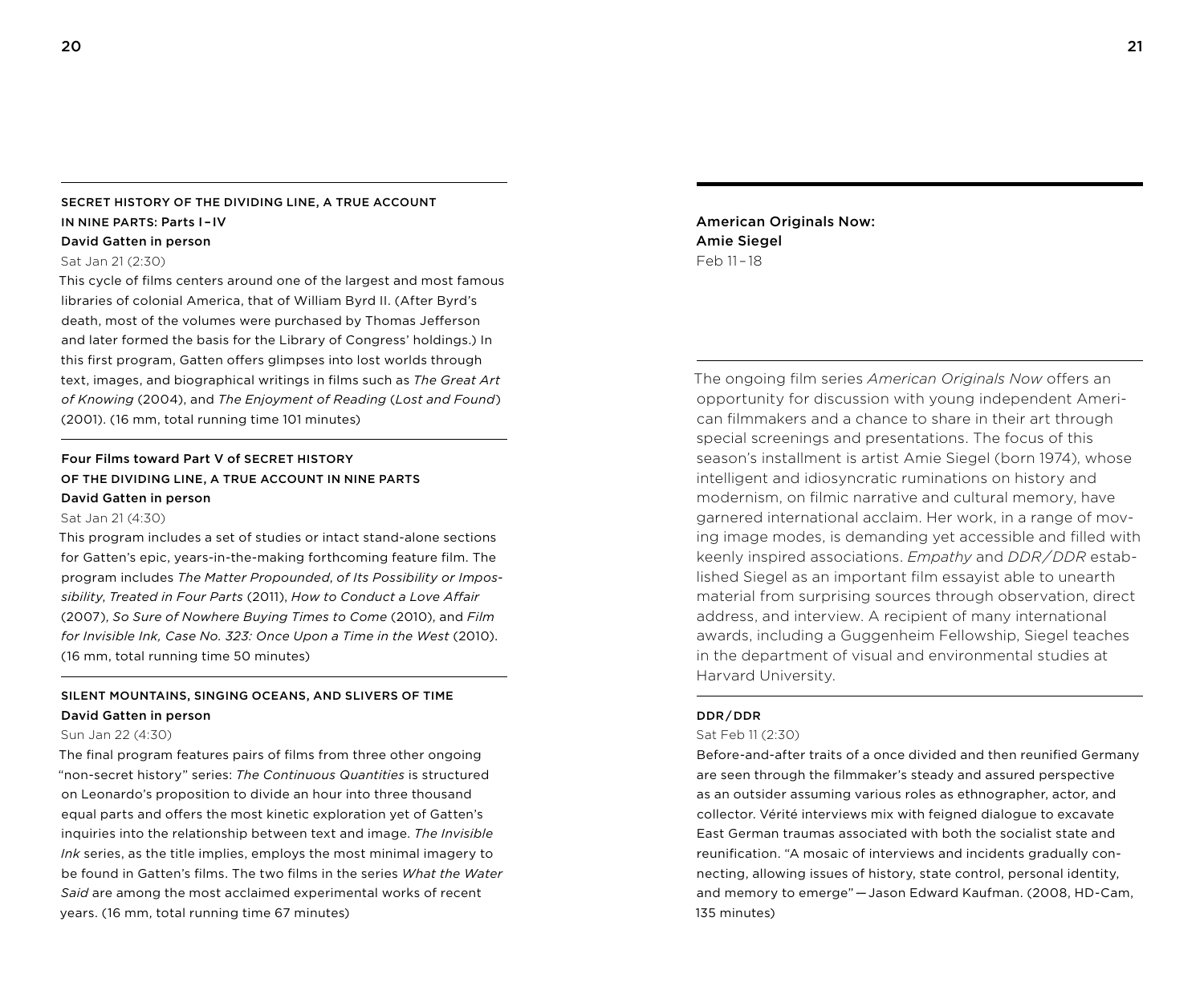### SECRET HISTORY OF THE DIVIDING LINE, A TRUE ACCOUNT IN NINE PARTS: Parts I–IV

**David Gatten in person**

Sat Jan 21 (2:30)

This cycle of films centers around one of the largest and most famous libraries of colonial America, that of William Byrd II. (After Byrd's death, most of the volumes were purchased by Thomas Jefferson and later formed the basis for the Library of Congress' holdings.) In this first program, Gatten offers glimpses into lost worlds through text, images, and biographical writings in films such as *The Great Art of Knowing* (2004), and *The Enjoyment of Reading* (*Lost and Found*) (2001). (16 mm, total running time 101 minutes)

### Four Films toward Part V of SECRET HISTORY OF THE DIVIDING LINE, A TRUE ACCOUNT IN NINE PARTS

**David Gatten in person**

Sat Jan 21 (4:30)

This program includes a set of studies or intact stand-alone sections for Gatten's epic, years-in-the-making forthcoming feature film. The program includes *The Matter Propounded, of Its Possibility or Impossibility, Treated in Four Parts* (2011), *How to Conduct a Love Affair* (2007), *So Sure of Nowhere Buying Times to Come* (2010), and *Film for Invisible Ink, Case No. 323: Once Upon a Time in the West* (2010). (16 mm, total running time 50 minutes)

### SILENT MOUNTAINS, SINGING OCEANS, AND SLIVERS OF TIME

**David Gatten in person**

Sun Jan 22 (4:30)

The final program features pairs of films from three other ongoing "non-secret history" series: *The Continuous Quantities* is structured on Leonardo's proposition to divide an hour into three thousand equal parts and offers the most kinetic exploration yet of Gatten's inquiries into the relationship between text and image. *The Invisible Ink* series, as the title implies, employs the most minimal imagery to be found in Gatten's films. The two films in the series *What the Water Said* are among the most acclaimed experimental works of recent years. (16 mm, total running time 67 minutes)

## American Originals Now: Amie Siegel

Feb 11–18

The ongoing film series *American Originals Now* offers an opportunity for discussion with young independent American filmmakers and a chance to share in their art through special screenings and presentations. The focus of this season's installment is artist Amie Siegel (born 1974), whose intelligent and idiosyncratic ruminations on history and modernism, on filmic narrative and cultural memory, have garnered international acclaim. Her work, in a range of moving image modes, is demanding yet accessible and filled with keenly inspired associations. *Empathy* and *DDR/DDR* established Siegel as an important film essayist able to unearth material from surprising sources through observation, direct address, and interview. A recipient of many international awards, including a Guggenheim Fellowship, Siegel teaches in the department of visual and environmental studies at Harvard University.

### DDR/DDR

Sat Feb 11 (2:30)

Before-and-after traits of a once divided and then reunified Germany are seen through the filmmaker's steady and assured perspective as an outsider assuming various roles as ethnographer, actor, and collector. Vérité interviews mix with feigned dialogue to excavate East German traumas associated with both the socialist state and reunification. "A mosaic of interviews and incidents gradually connecting, allowing issues of history, state control, personal identity, and memory to emerge" — Jason Edward Kaufman. (2008, HD-Cam, 135 minutes)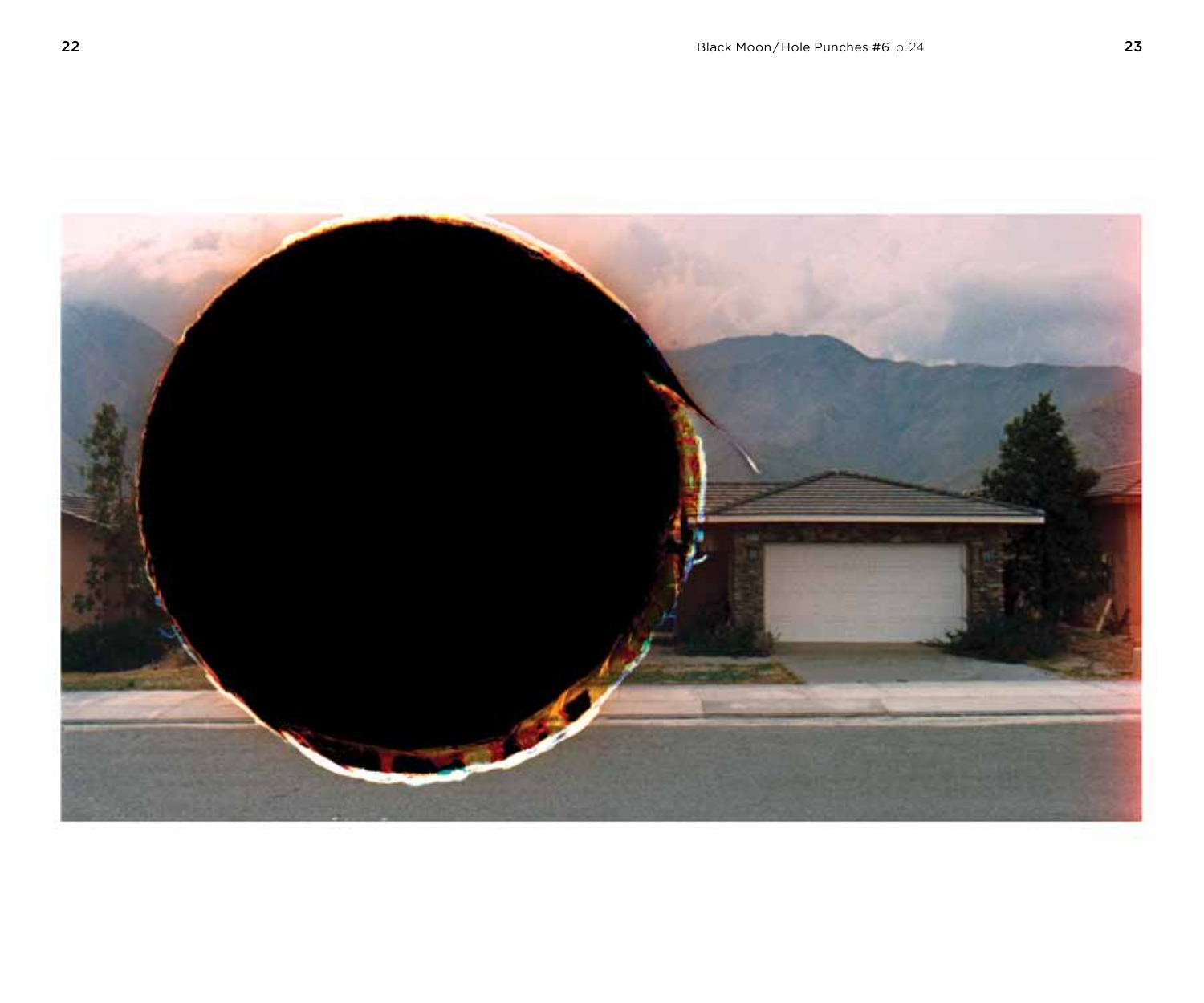Black Moon/Hole Punches #6 p. 24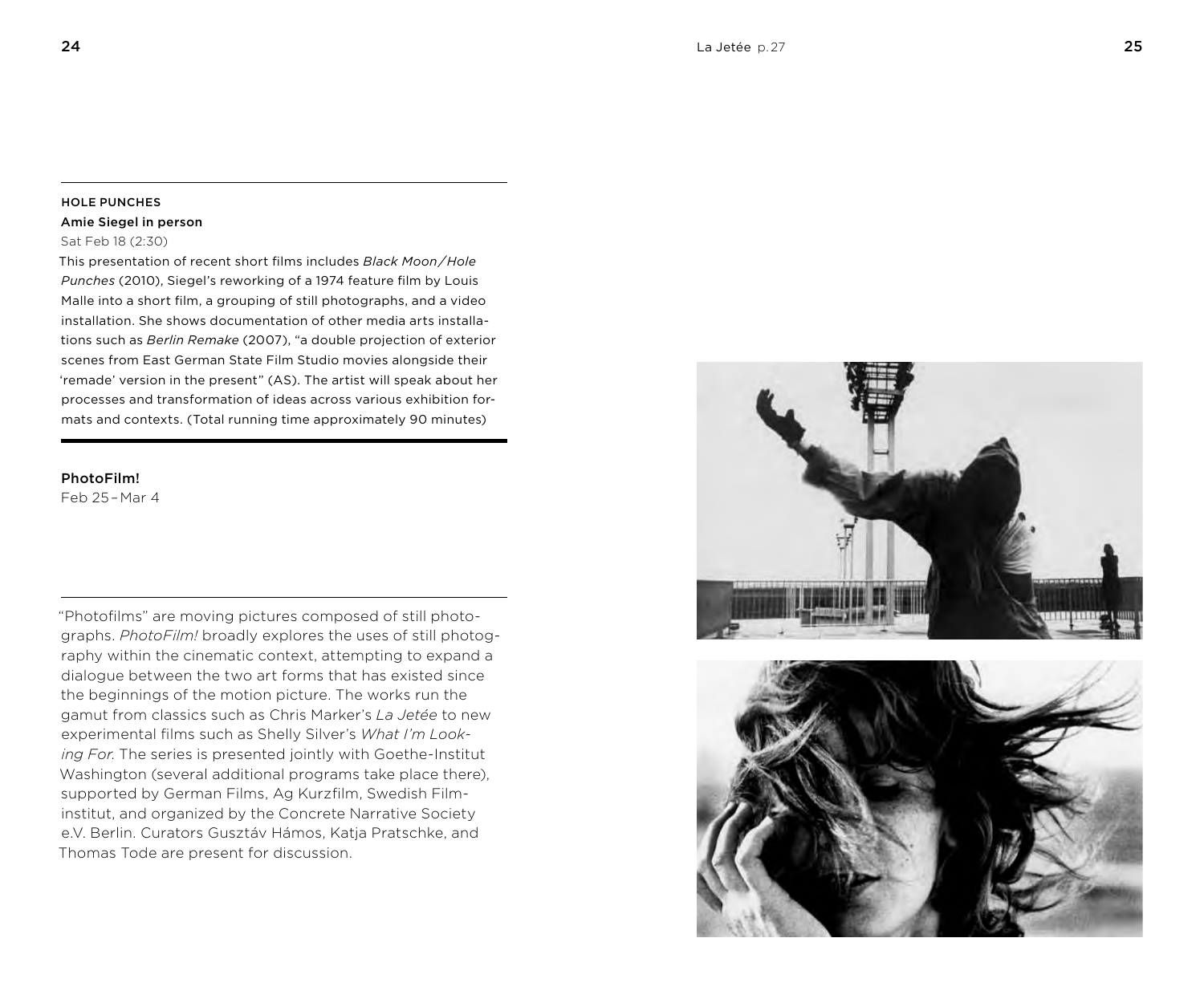La Jetée p. 27

### HOLE PUNCHES

**Amie Siegel in person**

Sat Feb 18 (2:30)

This presentation of recent short films includes *Black Moon/Hole Punches* (2010), Siegel's reworking of a 1974 feature film by Louis Malle into a short film, a grouping of still photographs, and a video installation. She shows documentation of other media arts installations such as *Berlin Remake* (2007), "a double projection of exterior scenes from East German State Film Studio movies alongside their 'remade' version in the present" (AS). The artist will speak about her processes and transformation of ideas across various exhibition formats and contexts. (Total running time approximately 90 minutes)

## PhotoFilm!

Feb 25 – Mar 4

"Photofilms" are moving pictures composed of still photographs. *PhotoFilm!* broadly explores the uses of still photography within the cinematic context, attempting to expand a dialogue between the two art forms that has existed since the beginnings of the motion picture. The works run the gamut from classics such as Chris Marker's *La Jetée* to new experimental films such as Shelly Silver's *What I'm Looking For*. The series is presented jointly with Goethe-Institut Washington (several additional programs take place there), supported by German Films, Ag Kurzfilm, Swedish Filminstitut, and organized by the Concrete Narrative Society e.V. Berlin. Curators Gusztáv Hámos, Katja Pratschke, and Thomas Tode are present for discussion.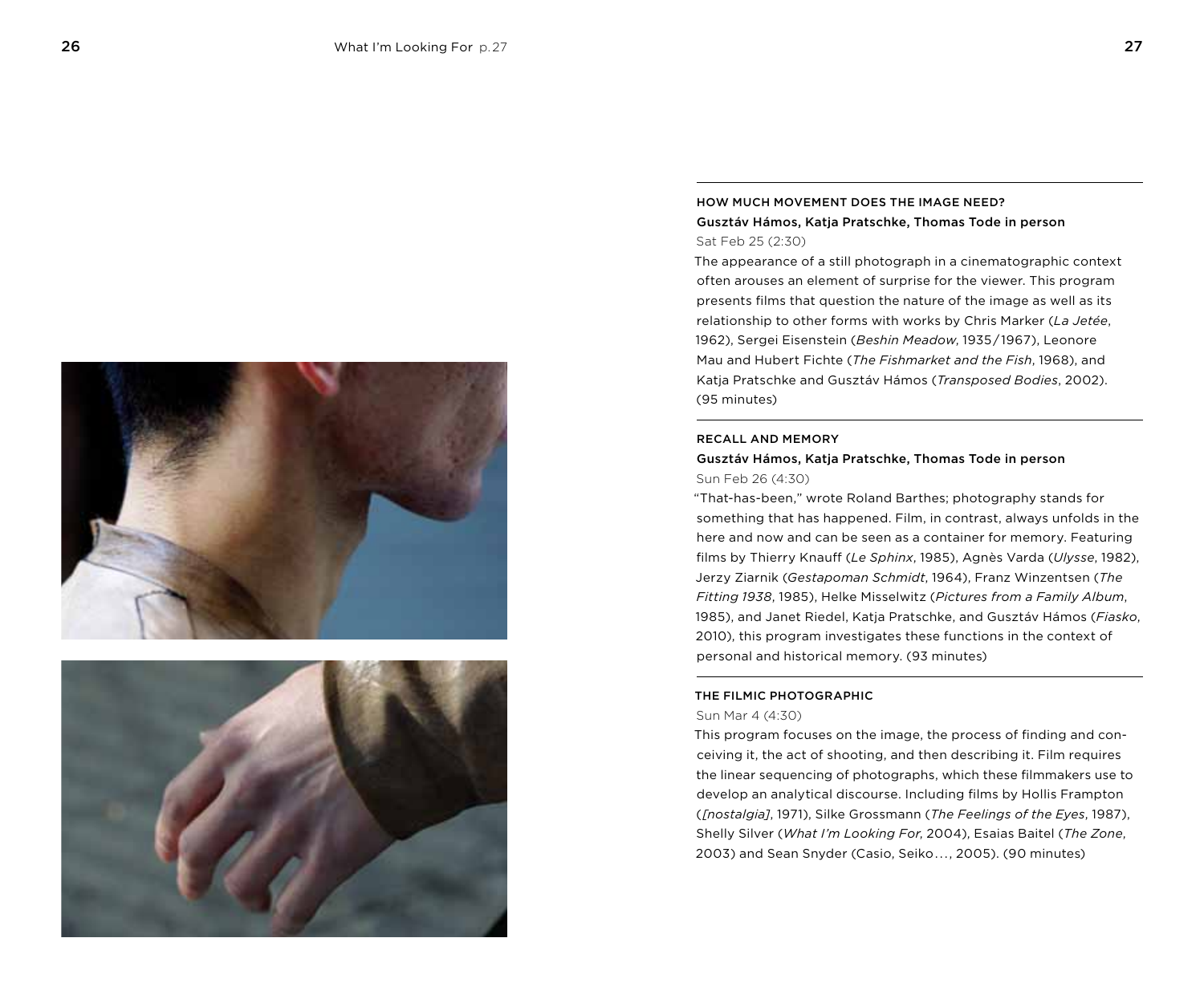What I'm Looking For p. 27

## HOW MUCH MOVEMENT DOES THE IMAGE NEED?

**Gusztáv Hámos, Katja Pratschke, Thomas Tode in person**

Sat Feb 25 (2:30)

The appearance of a still photograph in a cinematographic context often arouses an element of surprise for the viewer. This program presents films that question the nature of the image as well as its relationship to other forms with works by Chris Marker (*La Jetée*, 1962), Sergei Eisenstein (*Beshin Meadow*, 1935/1967), Leonore Mau and Hubert Fichte (*The Fishmarket and the Fish*, 1968), and Katja Pratschke and Gusztáv Hámos (*Transposed Bodies*, 2002). (95 minutes)

## RECALL AND MEMORY

**Gusztáv Hámos, Katja Pratschke, Thomas Tode in person**

Sun Feb 26 (4:30)

"That-has-been," wrote Roland Barthes; photography stands for something that has happened. Film, in contrast, always unfolds in the here and now and can be seen as a container for memory. Featuring films by Thierry Knauff (*Le Sphinx*, 1985), Agnès Varda (*Ulysse*, 1982), Jerzy Ziarnik (*Gestapoman Schmidt*, 1964), Franz Winzentsen (*The Fitting 1938*, 1985), Helke Misselwitz (*Pictures from a Family Album*, 1985), and Janet Riedel, Katja Pratschke, and Gusztáv Hámos (*Fiasko*, 2010), this program investigates these functions in the context of personal and historical memory. (93 minutes)

## THE FILMIC PHOTOGRAPHIC

Sun Mar 4 (4:30)

This program focuses on the image, the process of finding and conceiving it, the act of shooting, and then describing it. Film requires the linear sequencing of photographs, which these filmmakers use to develop an analytical discourse. Including films by Hollis Frampton (*[nostalgia]*, 1971), Silke Grossmann (*The Feelings of the Eyes*, 1987), Shelly Silver (*What I'm Looking For*, 2004), Esaias Baitel (*The Zone*, 2003) and Sean Snyder (Casio, Seiko…, 2005). (90 minutes)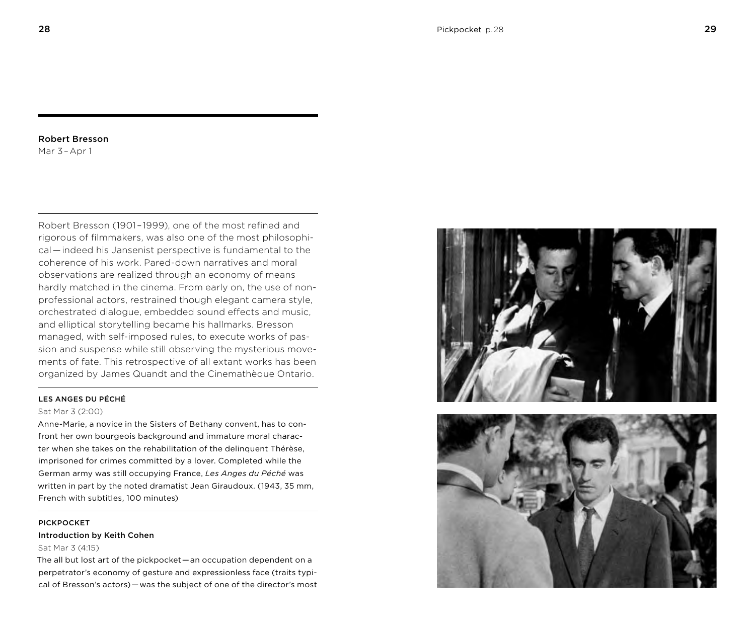## Robert Bresson

Mar 3 – Apr 1

Robert Bresson (1901 – 1999), one of the most refined and rigorous of filmmakers, was also one of the most philosophical — indeed his Jansenist perspective is fundamental to the coherence of his work. Pared-down narratives and moral observations are realized through an economy of means hardly matched in the cinema. From early on, the use of nonprofessional actors, restrained though elegant camera style, orchestrated dialogue, embedded sound effects and music, and elliptical storytelling became his hallmarks. Bresson managed, with self-imposed rules, to execute works of passion and suspense while still observing the mysterious movements of fate. This retrospective of all extant works has been organized by James Quandt and the Cinemathèque Ontario.

### LES ANGES DU PÉCHÉ

Sat Mar 3 (2:00)

Anne-Marie, a novice in the Sisters of Bethany convent, has to confront her own bourgeois background and immature moral character when she takes on the rehabilitation of the delinquent Thérèse, imprisoned for crimes committed by a lover. Completed while the German army was still occupying France, *Les Anges du Péché* was written in part by the noted dramatist Jean Giraudoux. (1943, 35 mm, French with subtitles, 100 minutes)

### PICKPOCKET

**Introduction by Keith Cohen**

Sat Mar 3 (4:15)

The all but lost art of the pickpocket — an occupation dependent on a perpetrator's economy of gesture and expressionless face (traits typical of Bresson's actors) — was the subject of one of the director's most

Pickpocket p. 28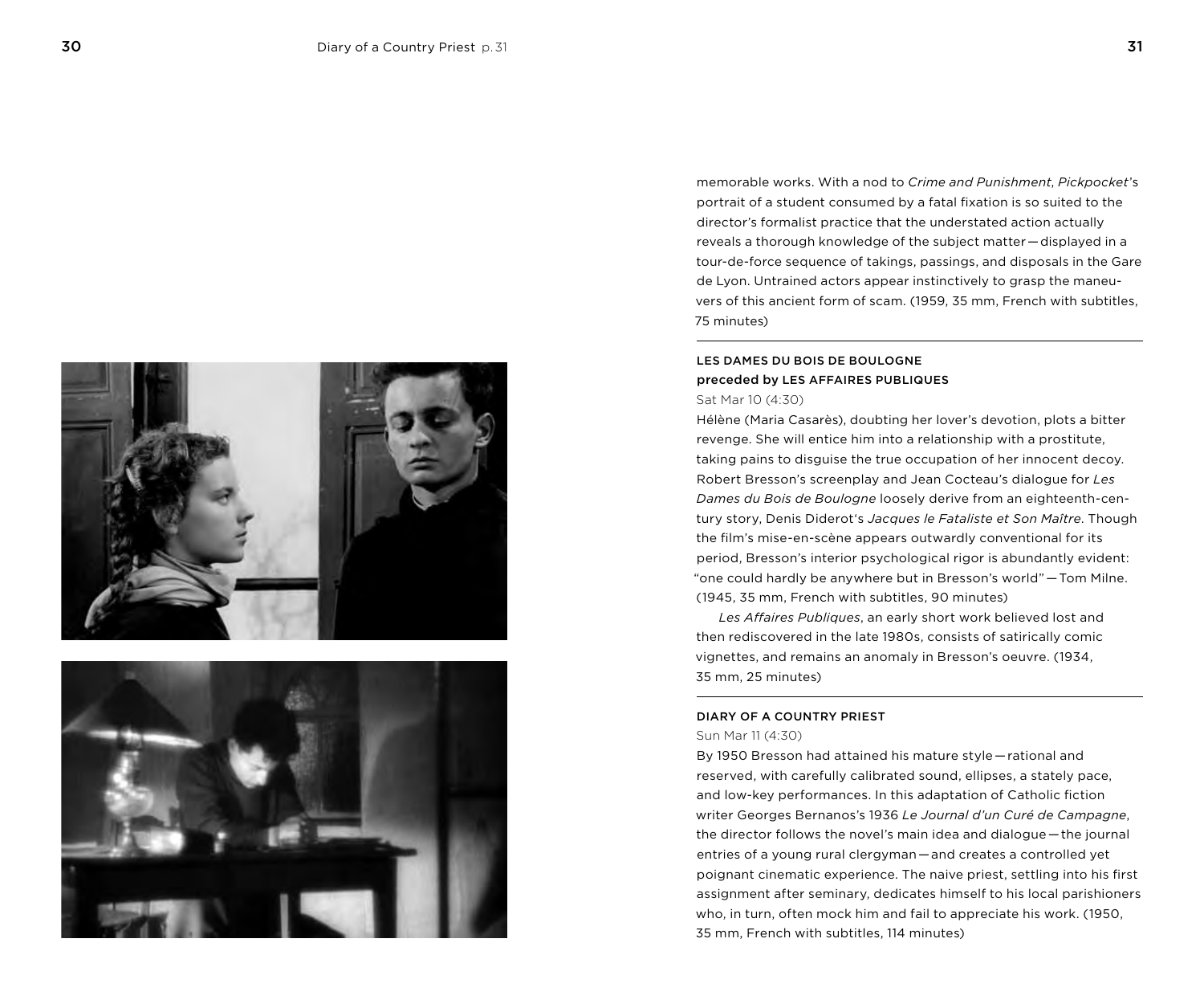Diary of a Country Priest p. 31

memorable works. With a nod to *Crime and Punishment*, *Pickpocket*'s portrait of a student consumed by a fatal fixation is so suited to the director's formalist practice that the understated action actually reveals a thorough knowledge of the subject matter—displayed in a tour-de-force sequence of takings, passings, and disposals in the Gare de Lyon. Untrained actors appear instinctively to grasp the maneuvers of this ancient form of scam. (1959, 35 mm, French with subtitles, 75 minutes)

---

**LES DAMES DU BOIS DE BOULOGNE**
**preceded by LES AFFAIRES PUBLIQUES**

Sat Mar 10 (4:30)

Hélène (Maria Casarès), doubting her lover's devotion, plots a bitter revenge. She will entice him into a relationship with a prostitute, taking pains to disguise the true occupation of her innocent decoy. Robert Bresson's screenplay and Jean Cocteau's dialogue for *Les Dames du Bois de Boulogne* loosely derive from an eighteenth-century story, Denis Diderot's *Jacques le Fataliste et Son Maître*. Though the film's mise-en-scène appears outwardly conventional for its period, Bresson's interior psychological rigor is abundantly evident: "one could hardly be anywhere but in Bresson's world"—Tom Milne. (1945, 35 mm, French with subtitles, 90 minutes)

*Les Affaires Publiques*, an early short work believed lost and then rediscovered in the late 1980s, consists of satirically comic vignettes, and remains an anomaly in Bresson's oeuvre. (1934, 35 mm, 25 minutes)

---

**DIARY OF A COUNTRY PRIEST**

Sun Mar 11 (4:30)

By 1950 Bresson had attained his mature style—rational and reserved, with carefully calibrated sound, ellipses, a stately pace, and low-key performances. In this adaptation of Catholic fiction writer Georges Bernanos's 1936 *Le Journal d'un Curé de Campagne*, the director follows the novel's main idea and dialogue—the journal entries of a young rural clergyman—and creates a controlled yet poignant cinematic experience. The naive priest, settling into his first assignment after seminary, dedicates himself to his local parishioners who, in turn, often mock him and fail to appreciate his work. (1950, 35 mm, French with subtitles, 114 minutes)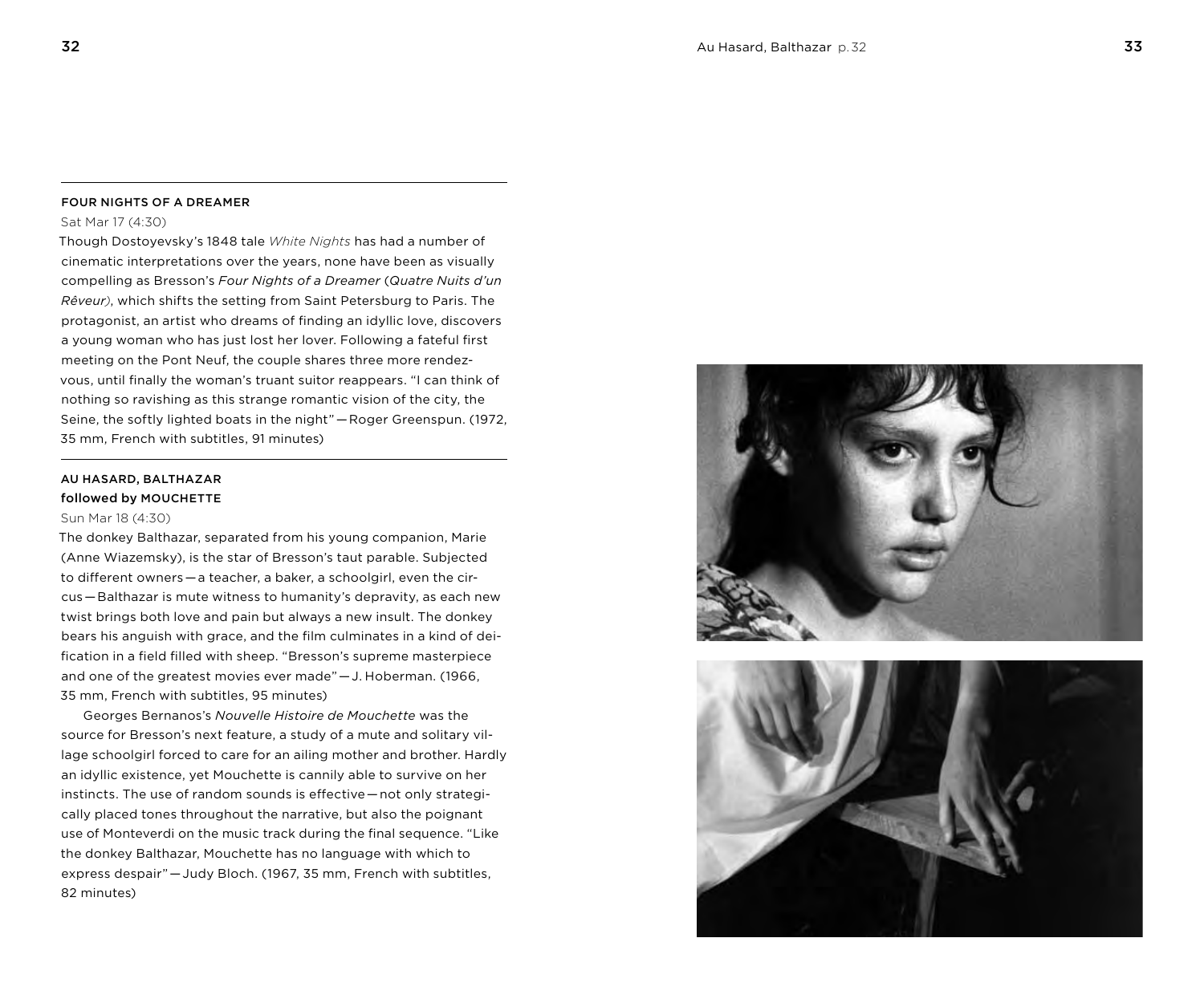## FOUR NIGHTS OF A DREAMER

Sat Mar 17 (4:30)

Though Dostoyevsky's 1848 tale *White Nights* has had a number of cinematic interpretations over the years, none have been as visually compelling as Bresson's *Four Nights of a Dreamer* (*Quatre Nuits d'un Rêveur)*, which shifts the setting from Saint Petersburg to Paris. The protagonist, an artist who dreams of finding an idyllic love, discovers a young woman who has just lost her lover. Following a fateful first meeting on the Pont Neuf, the couple shares three more rendezvous, until finally the woman's truant suitor reappears. "I can think of nothing so ravishing as this strange romantic vision of the city, the Seine, the softly lighted boats in the night"—Roger Greenspun. (1972, 35 mm, French with subtitles, 91 minutes)

## AU HASARD, BALTHAZAR followed by MOUCHETTE

Sun Mar 18 (4:30)

The donkey Balthazar, separated from his young companion, Marie (Anne Wiazemsky), is the star of Bresson's taut parable. Subjected to different owners—a teacher, a baker, a schoolgirl, even the circus—Balthazar is mute witness to humanity's depravity, as each new twist brings both love and pain but always a new insult. The donkey bears his anguish with grace, and the film culminates in a kind of deification in a field filled with sheep. "Bresson's supreme masterpiece and one of the greatest movies ever made"—J. Hoberman. (1966, 35 mm, French with subtitles, 95 minutes)

Georges Bernanos's *Nouvelle Histoire de Mouchette* was the source for Bresson's next feature, a study of a mute and solitary village schoolgirl forced to care for an ailing mother and brother. Hardly an idyllic existence, yet Mouchette is cannily able to survive on her instincts. The use of random sounds is effective—not only strategically placed tones throughout the narrative, but also the poignant use of Monteverdi on the music track during the final sequence. "Like the donkey Balthazar, Mouchette has no language with which to express despair"—Judy Bloch. (1967, 35 mm, French with subtitles, 82 minutes)

Au Hasard, Balthazar p. 32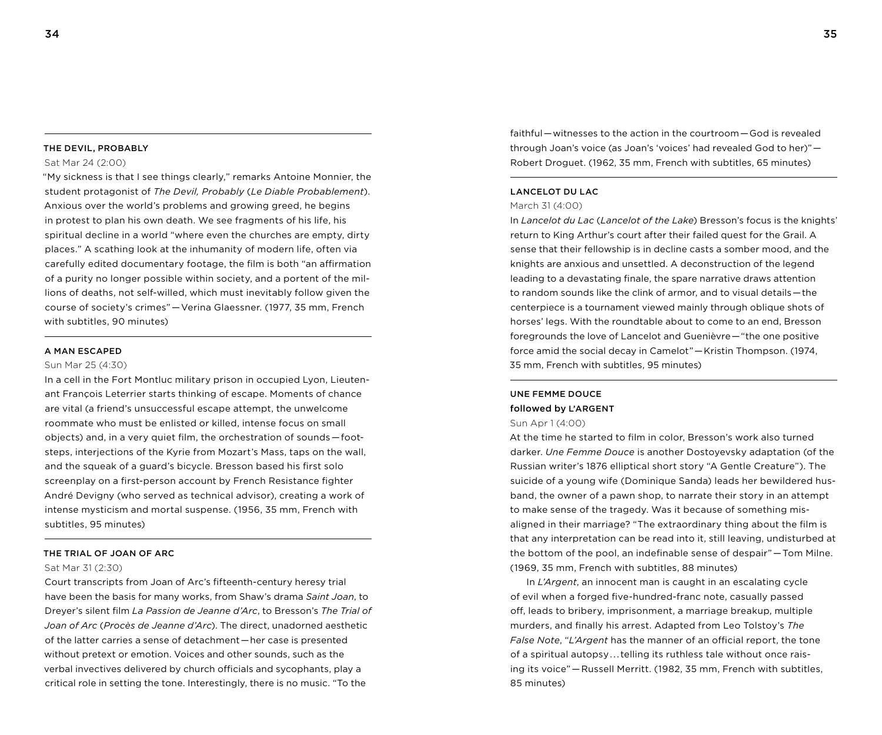### THE DEVIL, PROBABLY

Sat Mar 24 (2:00)

"My sickness is that I see things clearly," remarks Antoine Monnier, the student protagonist of *The Devil, Probably* (*Le Diable Probablement*). Anxious over the world's problems and growing greed, he begins in protest to plan his own death. We see fragments of his life, his spiritual decline in a world "where even the churches are empty, dirty places." A scathing look at the inhumanity of modern life, often via carefully edited documentary footage, the film is both "an affirmation of a purity no longer possible within society, and a portent of the millions of deaths, not self-willed, which must inevitably follow given the course of society's crimes"—Verina Glaessner. (1977, 35 mm, French with subtitles, 90 minutes)

### A MAN ESCAPED

Sun Mar 25 (4:30)

In a cell in the Fort Montluc military prison in occupied Lyon, Lieutenant François Leterrier starts thinking of escape. Moments of chance are vital (a friend's unsuccessful escape attempt, the unwelcome roommate who must be enlisted or killed, intense focus on small objects) and, in a very quiet film, the orchestration of sounds—footsteps, interjections of the Kyrie from Mozart's Mass, taps on the wall, and the squeak of a guard's bicycle. Bresson based his first solo screenplay on a first-person account by French Resistance fighter André Devigny (who served as technical advisor), creating a work of intense mysticism and mortal suspense. (1956, 35 mm, French with subtitles, 95 minutes)

### THE TRIAL OF JOAN OF ARC

Sat Mar 31 (2:30)

Court transcripts from Joan of Arc's fifteenth-century heresy trial have been the basis for many works, from Shaw's drama *Saint Joan*, to Dreyer's silent film *La Passion de Jeanne d'Arc*, to Bresson's *The Trial of Joan of Arc* (*Procès de Jeanne d'Arc*). The direct, unadorned aesthetic of the latter carries a sense of detachment—her case is presented without pretext or emotion. Voices and other sounds, such as the verbal invectives delivered by church officials and sycophants, play a critical role in setting the tone. Interestingly, there is no music. "To the faithful—witnesses to the action in the courtroom—God is revealed through Joan's voice (as Joan's 'voices' had revealed God to her)"—Robert Droguet. (1962, 35 mm, French with subtitles, 65 minutes)

### LANCELOT DU LAC

March 31 (4:00)

In *Lancelot du Lac* (*Lancelot of the Lake*) Bresson's focus is the knights' return to King Arthur's court after their failed quest for the Grail. A sense that their fellowship is in decline casts a somber mood, and the knights are anxious and unsettled. A deconstruction of the legend leading to a devastating finale, the spare narrative draws attention to random sounds like the clink of armor, and to visual details—the centerpiece is a tournament viewed mainly through oblique shots of horses' legs. With the roundtable about to come to an end, Bresson foregrounds the love of Lancelot and Guenièvre—"the one positive force amid the social decay in Camelot"—Kristin Thompson. (1974, 35 mm, French with subtitles, 95 minutes)

### UNE FEMME DOUCE followed by L'ARGENT

Sun Apr 1 (4:00)

At the time he started to film in color, Bresson's work also turned darker. *Une Femme Douce* is another Dostoyevsky adaptation (of the Russian writer's 1876 elliptical short story "A Gentle Creature"). The suicide of a young wife (Dominique Sanda) leads her bewildered husband, the owner of a pawn shop, to narrate their story in an attempt to make sense of the tragedy. Was it because of something misaligned in their marriage? "The extraordinary thing about the film is that any interpretation can be read into it, still leaving, undisturbed at the bottom of the pool, an indefinable sense of despair"—Tom Milne. (1969, 35 mm, French with subtitles, 88 minutes)

In *L'Argent*, an innocent man is caught in an escalating cycle of evil when a forged five-hundred-franc note, casually passed off, leads to bribery, imprisonment, a marriage breakup, multiple murders, and finally his arrest. Adapted from Leo Tolstoy's *The False Note*, "*L'Argent* has the manner of an official report, the tone of a spiritual autopsy... telling its ruthless tale without once raising its voice"—Russell Merritt. (1982, 35 mm, French with subtitles, 85 minutes)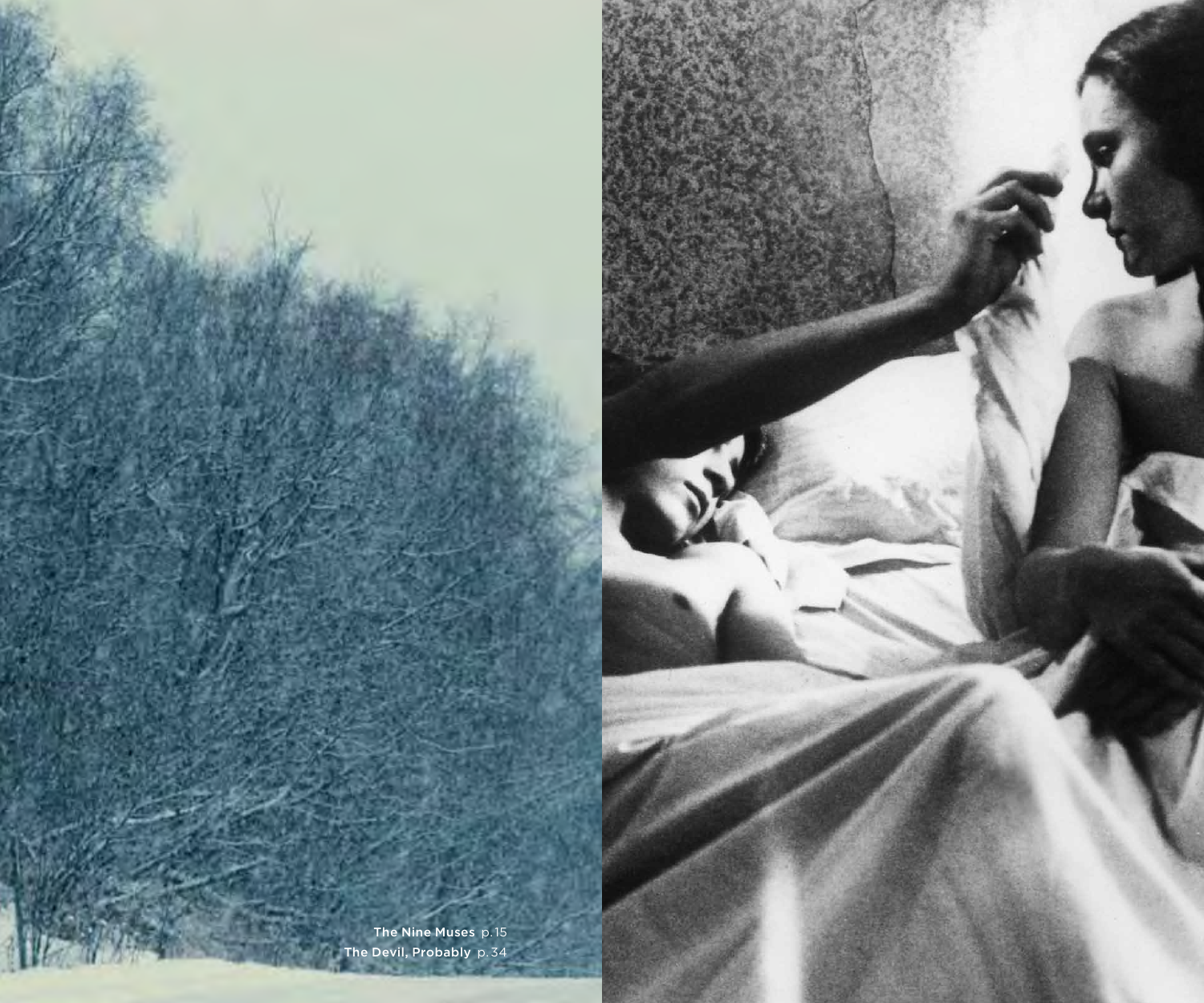The Nine Muses p.15
The Devil, Probably p.34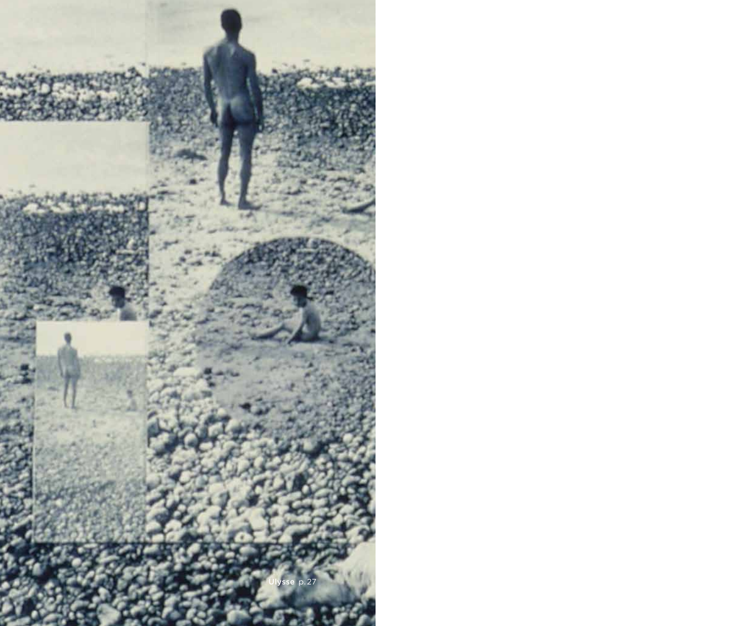Ulysse p. 27